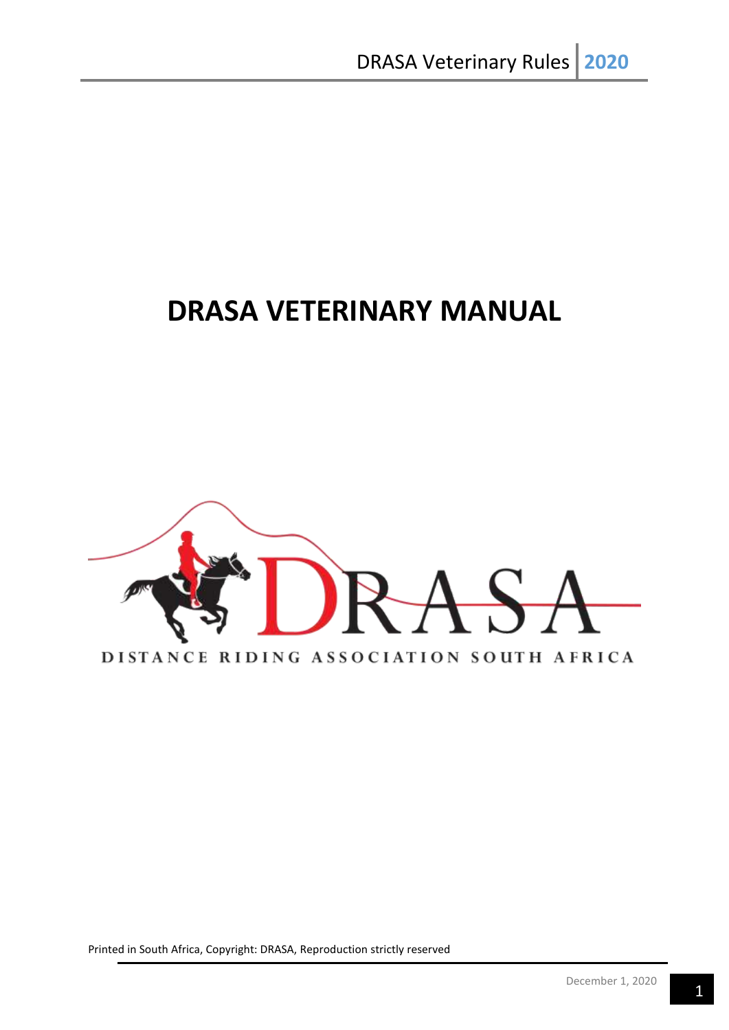# DRASA VETERINARY MANUAL

DRASA

DISTANCE RIDING ASSOCIATION SOUTH AFRICA

Printed in South Africa, Copyright: DRASA, Reproduction strictly reserved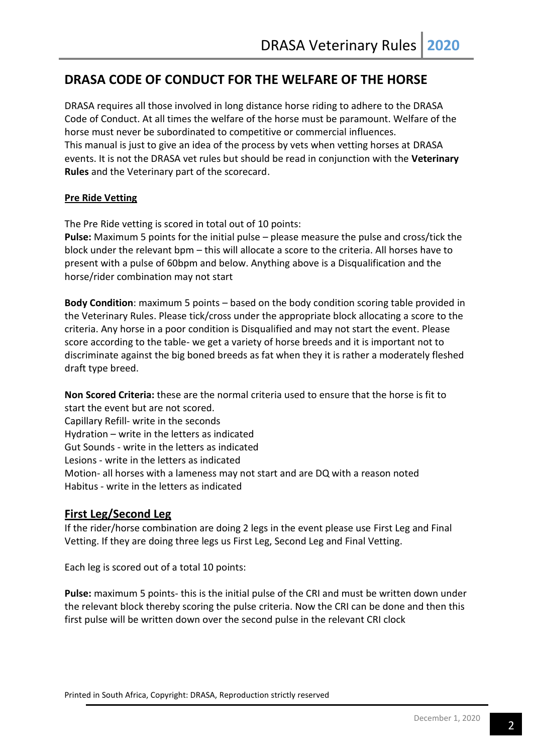## DRASA CODE OF CONDUCT FOR THE WELFARE OF THE HORSE

DRASA requires all those involved in long distance horse riding to adhere to the DRASA Code of Conduct. At all times the welfare of the horse must be paramount. Welfare of the horse must never be subordinated to competitive or commercial influences.
This manual is just to give an idea of the process by vets when vetting horses at DRASA events. It is not the DRASA vet rules but should be read in conjunction with the **Veterinary Rules** and the Veterinary part of the scorecard.

**Pre Ride Vetting**

The Pre Ride vetting is scored in total out of 10 points:
**Pulse:** Maximum 5 points for the initial pulse – please measure the pulse and cross/tick the block under the relevant bpm – this will allocate a score to the criteria. All horses have to present with a pulse of 60bpm and below. Anything above is a Disqualification and the horse/rider combination may not start

**Body Condition**: maximum 5 points – based on the body condition scoring table provided in the Veterinary Rules. Please tick/cross under the appropriate block allocating a score to the criteria. Any horse in a poor condition is Disqualified and may not start the event. Please score according to the table- we get a variety of horse breeds and it is important not to discriminate against the big boned breeds as fat when they it is rather a moderately fleshed draft type breed.

**Non Scored Criteria:** these are the normal criteria used to ensure that the horse is fit to start the event but are not scored.
Capillary Refill- write in the seconds
Hydration – write in the letters as indicated
Gut Sounds - write in the letters as indicated
Lesions - write in the letters as indicated
Motion- all horses with a lameness may not start and are DQ with a reason noted
Habitus - write in the letters as indicated

### First Leg/Second Leg

If the rider/horse combination are doing 2 legs in the event please use First Leg and Final Vetting. If they are doing three legs us First Leg, Second Leg and Final Vetting.

Each leg is scored out of a total 10 points:

**Pulse:** maximum 5 points- this is the initial pulse of the CRI and must be written down under the relevant block thereby scoring the pulse criteria. Now the CRI can be done and then this first pulse will be written down over the second pulse in the relevant CRI clock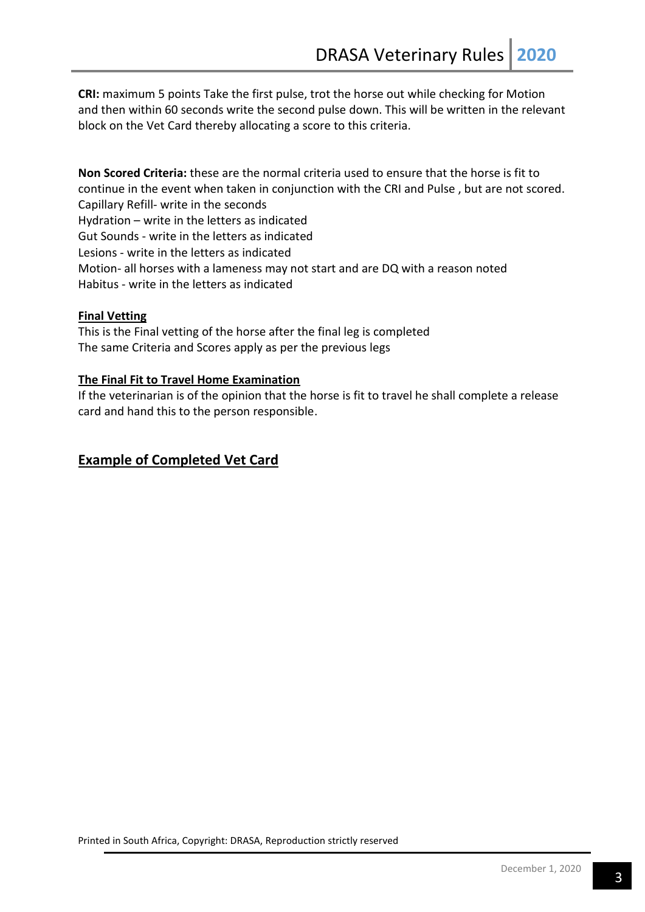**CRI:** maximum 5 points Take the first pulse, trot the horse out while checking for Motion and then within 60 seconds write the second pulse down. This will be written in the relevant block on the Vet Card thereby allocating a score to this criteria.

**Non Scored Criteria:** these are the normal criteria used to ensure that the horse is fit to continue in the event when taken in conjunction with the CRI and Pulse , but are not scored.
Capillary Refill- write in the seconds
Hydration – write in the letters as indicated
Gut Sounds - write in the letters as indicated
Lesions - write in the letters as indicated
Motion- all horses with a lameness may not start and are DQ with a reason noted
Habitus - write in the letters as indicated

**<u>Final Vetting</u>**

This is the Final vetting of the horse after the final leg is completed
The same Criteria and Scores apply as per the previous legs

**<u>The Final Fit to Travel Home Examination</u>**

If the veterinarian is of the opinion that the horse is fit to travel he shall complete a release card and hand this to the person responsible.

## <u>Example of Completed Vet Card</u>

Printed in South Africa, Copyright: DRASA, Reproduction strictly reserved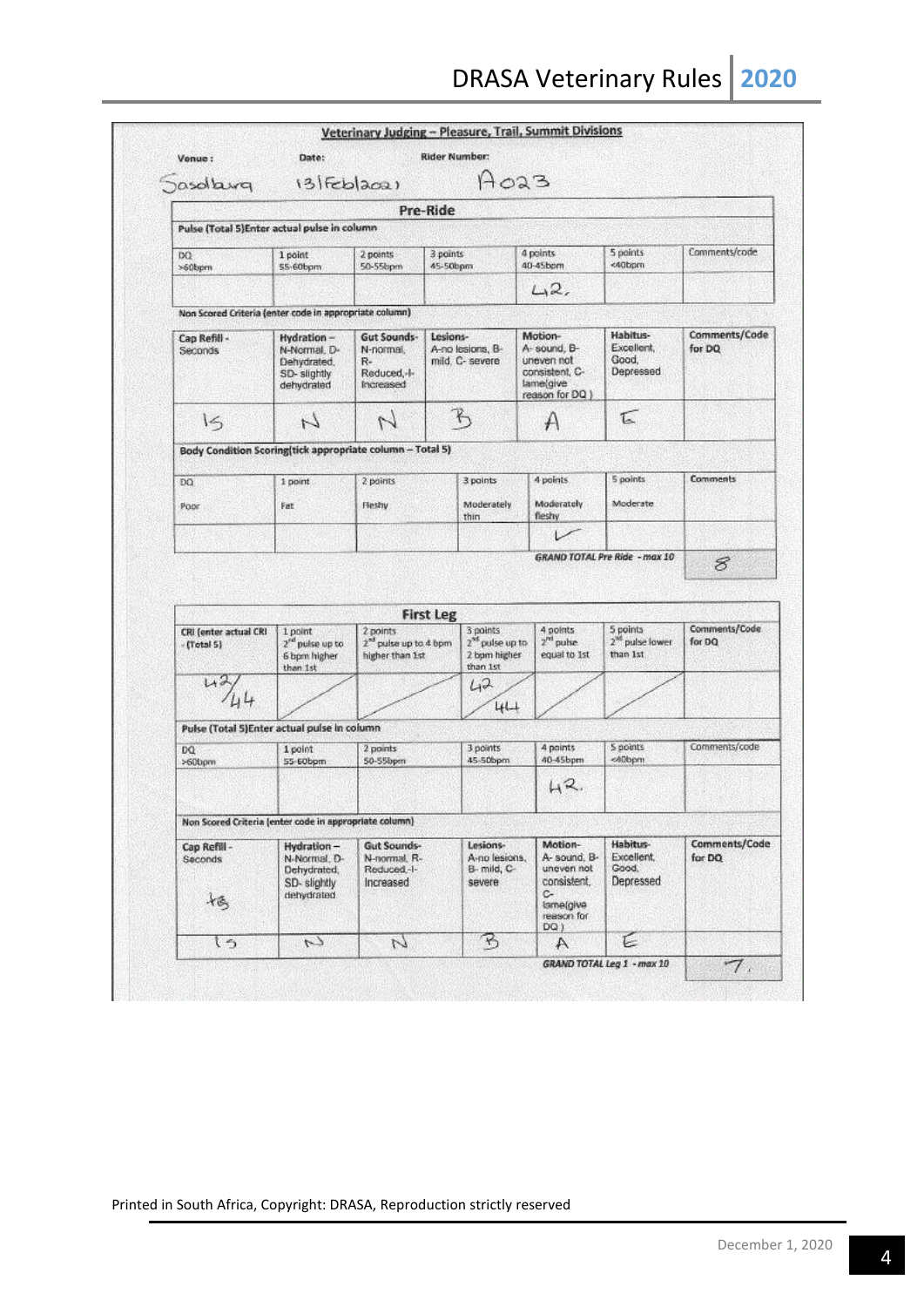## Veterinary Judging – Pleasure, Trail, Summit Divisions

**Venue:** Sasolburg **Date:** 13/Feb/2021 **Rider Number:** A023

### Pre-Ride

**Pulse (Total 5)Enter actual pulse in column**

| DQ >60bpm | 1 point 55-60bpm | 2 points 50-55bpm | 3 points 45-50bpm | 4 points 40-45bpm | 5 points <40bpm | Comments/code |
|---|---|---|---|---|---|---|
| | | | | 42. | | |

**Non Scored Criteria (enter code in appropriate column)**

| Cap Refill - Seconds | Hydration – N-Normal, D-Dehydrated, SD- slightly dehydrated | Gut Sounds- N-normal, R-Reduced, I-Increased | Lesions- A-no lesions, B-mild, C- severe | Motion- A- sound, B-uneven not consistent, C-lame(give reason for DQ ) | Habitus- Excellent, Good, Depressed | Comments/Code for DQ |
|---|---|---|---|---|---|---|
| 1S | N | N | B | A | E | |

**Body Condition Scoring(tick appropriate column – Total 5)**

| DQ Poor | 1 point Fat | 2 points Fleshy | 3 points Moderately thin | 4 points Moderately fleshy | 5 points Moderate | Comments |
|---|---|---|---|---|---|---|
| | | | | ✓ | | |

**GRAND TOTAL Pre Ride - max 10** 8

### First Leg

| CRI (enter actual CRI - (Total 5) | 1 point 2nd pulse up to 6 bpm higher than 1st | 2 points 2nd pulse up to 4 bpm higher than 1st | 3 points 2nd pulse up to 2 bpm higher than 1st | 4 points 2nd pulse equal to 1st | 5 points 2nd pulse lower than 1st | Comments/Code for DQ |
|---|---|---|---|---|---|---|
| 42/44 | | | 42 44 | | | |

**Pulse (Total 5)Enter actual pulse in column**

| DQ >60bpm | 1 point 55-60bpm | 2 points 50-55bpm | 3 points 45-50bpm | 4 points 40-45bpm | 5 points <40bpm | Comments/code |
|---|---|---|---|---|---|---|
| | | | | 42. | | |

**Non Scored Criteria (enter code in appropriate column)**

| Cap Refill - Seconds | Hydration – N-Normal, D-Dehydrated, SD- slightly dehydrated | Gut Sounds- N-normal, R-Reduced, I-Increased | Lesions- A-no lesions, B- mild, C- severe | Motion- A- sound, B-uneven not consistent, C-lame(give reason for DQ ) | Habitus- Excellent, Good, Depressed | Comments/Code for DQ |
|---|---|---|---|---|---|---|
| 1S | N | N | B | A | E | |

**GRAND TOTAL Leg 1 - max 10** 7.

Printed in South Africa, Copyright: DRASA, Reproduction strictly reserved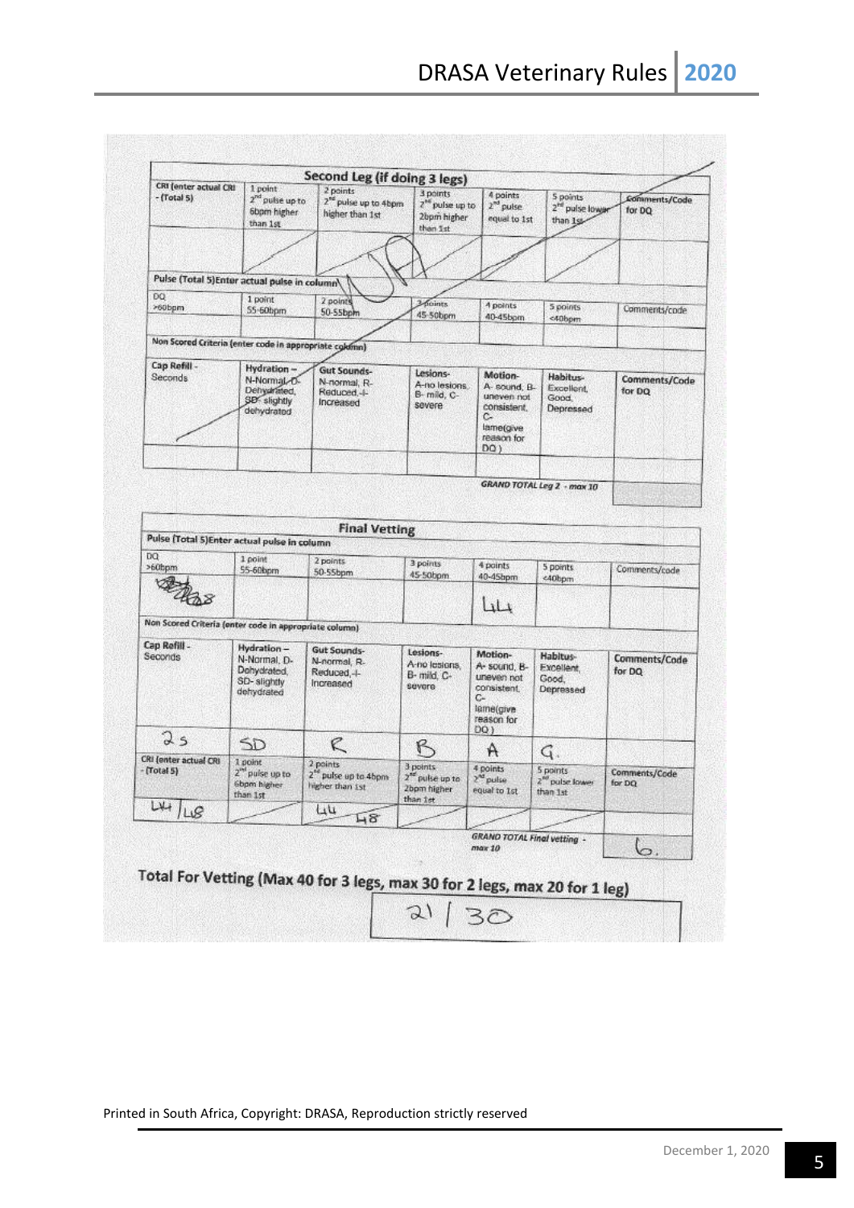## Second Leg (if doing 3 legs)

| CRI (enter actual CRI - (Total 5) | 1 point 2nd pulse up to 6bpm higher than 1st | 2 points 2nd pulse up to 4bpm higher than 1st | 3 points 2nd pulse up to 2bpm higher than 1st | 4 points 2nd pulse equal to 1st | 5 points 2nd pulse lower than 1st | Comments/Code for DQ |
|---|---|---|---|---|---|---|
| | | | | | | |

Pulse (Total 5) Enter actual pulse in column

| DQ >60bpm | 1 point 55-60bpm | 2 points 50-55bpm | 3 points 45-50bpm | 4 points 40-45bpm | 5 points <40bpm | Comments/code |
|---|---|---|---|---|---|---|
| | | | | | | |

Non Scored Criteria (enter code in appropriate column)

| Cap Refill - Seconds | Hydration – N-Normal, D-Dehydrated, SD- slightly dehydrated | Gut Sounds- N-normal, R-Reduced, +-Increased | Lesions- A-no lesions, B- mild, C-severe | Motion- A- sound, B- uneven not consistent, C-lame(give reason for DQ) | Habitus- Excellent, Good, Depressed | Comments/Code for DQ |
|---|---|---|---|---|---|---|
| | | | | | | |

*GRAND TOTAL Leg 2 - max 10*

## Final Vetting

Pulse (Total 5) Enter actual pulse in column

| DQ >60bpm | 1 point 55-60bpm | 2 points 50-55bpm | 3 points 45-50bpm | 4 points 40-45bpm | 5 points <40bpm | Comments/code |
|---|---|---|---|---|---|---|
| 48 | | | | 44 | | |

Non Scored Criteria (enter code in appropriate column)

| Cap Refill - Seconds | Hydration – N-Normal, D-Dehydrated, SD- slightly dehydrated | Gut Sounds- N-normal, R-Reduced, +-Increased | Lesions- A-no lesions, B- mild, C-severe | Motion- A- sound, B- uneven not consistent, C-lame(give reason for DQ) | Habitus- Excellent, Good, Depressed | Comments/Code for DQ |
|---|---|---|---|---|---|---|
| 2s | SD | R | B | A | G. | |

| CRI (enter actual CRI - (Total 5) | 1 point 2nd pulse up to 6bpm higher than 1st | 2 points 2nd pulse up to 4bpm higher than 1st | 3 points 2nd pulse up to 2bpm higher than 1st | 4 points 2nd pulse equal to 1st | 5 points 2nd pulse lower than 1st | Comments/Code for DQ |
|---|---|---|---|---|---|---|
| 44/48 | | 44 48 | | | | |

*GRAND TOTAL Final vetting - max 10*: 6.

**Total For Vetting (Max 40 for 3 legs, max 30 for 2 legs, max 20 for 1 leg)**

21 / 30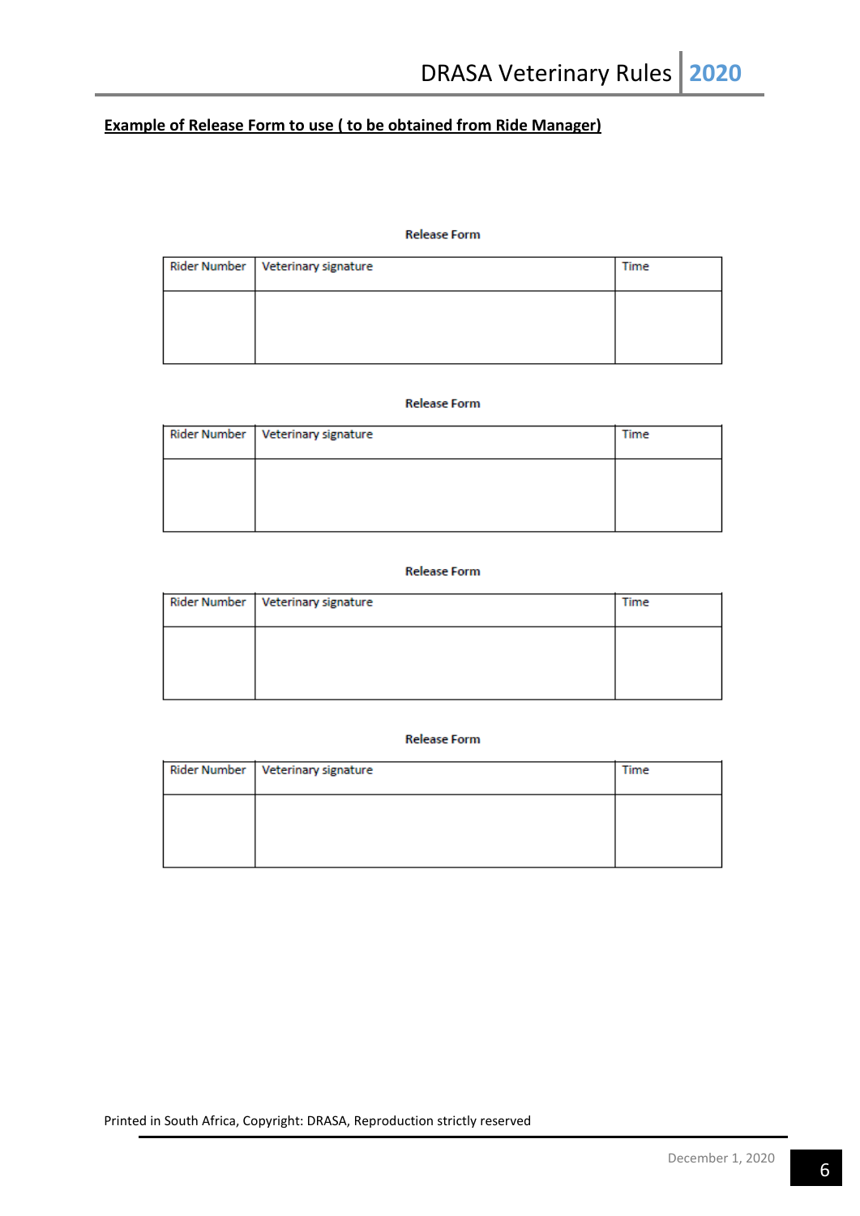**Example of Release Form to use ( to be obtained from Ride Manager)**

**Release Form**

| Rider Number | Veterinary signature | Time |
|---|---|---|
| | | |

**Release Form**

| Rider Number | Veterinary signature | Time |
|---|---|---|
| | | |

**Release Form**

| Rider Number | Veterinary signature | Time |
|---|---|---|
| | | |

**Release Form**

| Rider Number | Veterinary signature | Time |
|---|---|---|
| | | |

Printed in South Africa, Copyright: DRASA, Reproduction strictly reserved